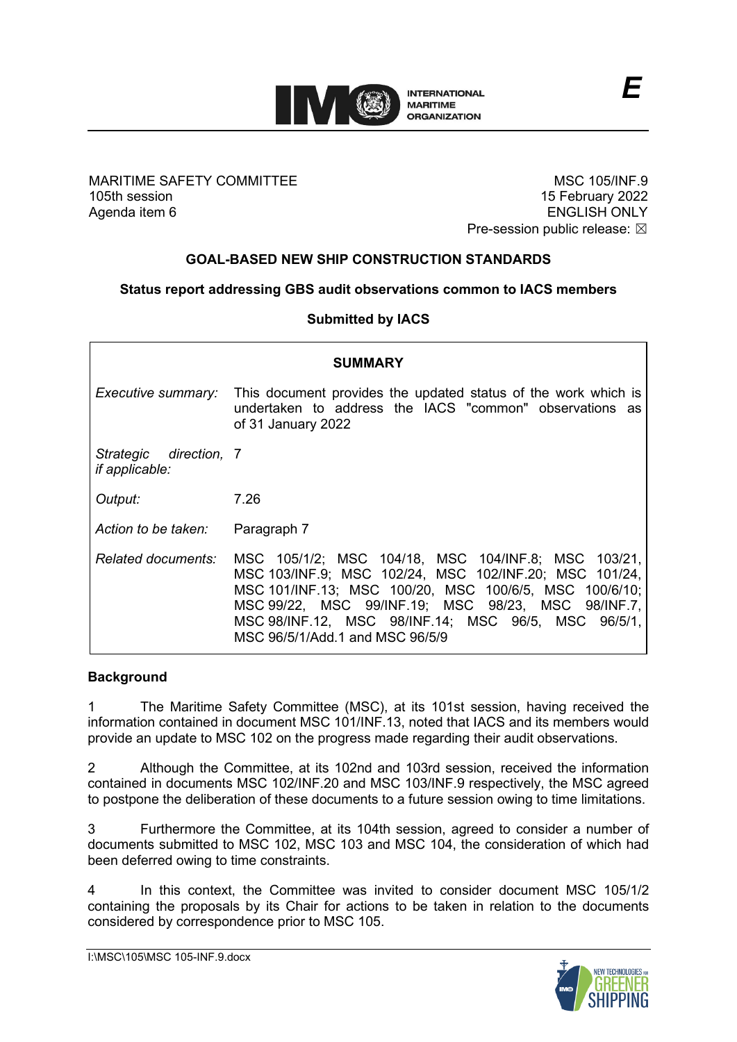E

MARITIME SAFETY COMMITTEE
105th session
Agenda item 6

MSC 105/INF.9
15 February 2022
ENGLISH ONLY
Pre-session public release: ☒

# GOAL-BASED NEW SHIP CONSTRUCTION STANDARDS

## Status report addressing GBS audit observations common to IACS members

**Submitted by IACS**

| SUMMARY | |
|---|---|
| *Executive summary:* | This document provides the updated status of the work which is undertaken to address the IACS "common" observations as of 31 January 2022 |
| *Strategic direction, if applicable:* | 7 |
| *Output:* | 7.26 |
| *Action to be taken:* | Paragraph 7 |
| *Related documents:* | MSC 105/1/2; MSC 104/18, MSC 104/INF.8; MSC 103/21, MSC 103/INF.9; MSC 102/24, MSC 102/INF.20; MSC 101/24, MSC 101/INF.13; MSC 100/20, MSC 100/6/5, MSC 100/6/10; MSC 99/22, MSC 99/INF.19; MSC 98/23, MSC 98/INF.7, MSC 98/INF.12, MSC 98/INF.14; MSC 96/5, MSC 96/5/1, MSC 96/5/1/Add.1 and MSC 96/5/9 |

### Background

1 The Maritime Safety Committee (MSC), at its 101st session, having received the information contained in document MSC 101/INF.13, noted that IACS and its members would provide an update to MSC 102 on the progress made regarding their audit observations.

2 Although the Committee, at its 102nd and 103rd session, received the information contained in documents MSC 102/INF.20 and MSC 103/INF.9 respectively, the MSC agreed to postpone the deliberation of these documents to a future session owing to time limitations.

3 Furthermore the Committee, at its 104th session, agreed to consider a number of documents submitted to MSC 102, MSC 103 and MSC 104, the consideration of which had been deferred owing to time constraints.

4 In this context, the Committee was invited to consider document MSC 105/1/2 containing the proposals by its Chair for actions to be taken in relation to the documents considered by correspondence prior to MSC 105.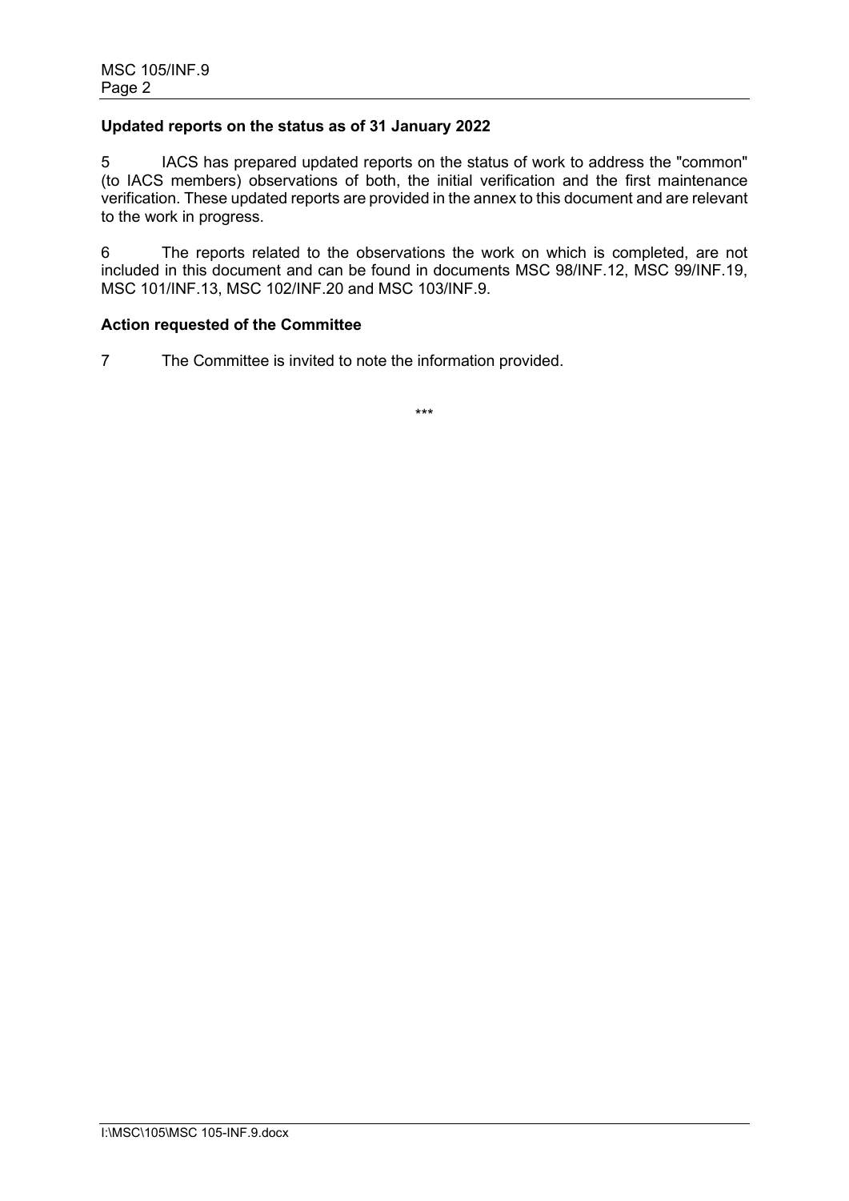**Updated reports on the status as of 31 January 2022**

5 IACS has prepared updated reports on the status of work to address the "common" (to IACS members) observations of both, the initial verification and the first maintenance verification. These updated reports are provided in the annex to this document and are relevant to the work in progress.

6 The reports related to the observations the work on which is completed, are not included in this document and can be found in documents MSC 98/INF.12, MSC 99/INF.19, MSC 101/INF.13, MSC 102/INF.20 and MSC 103/INF.9.

**Action requested of the Committee**

7 The Committee is invited to note the information provided.

\*\*\*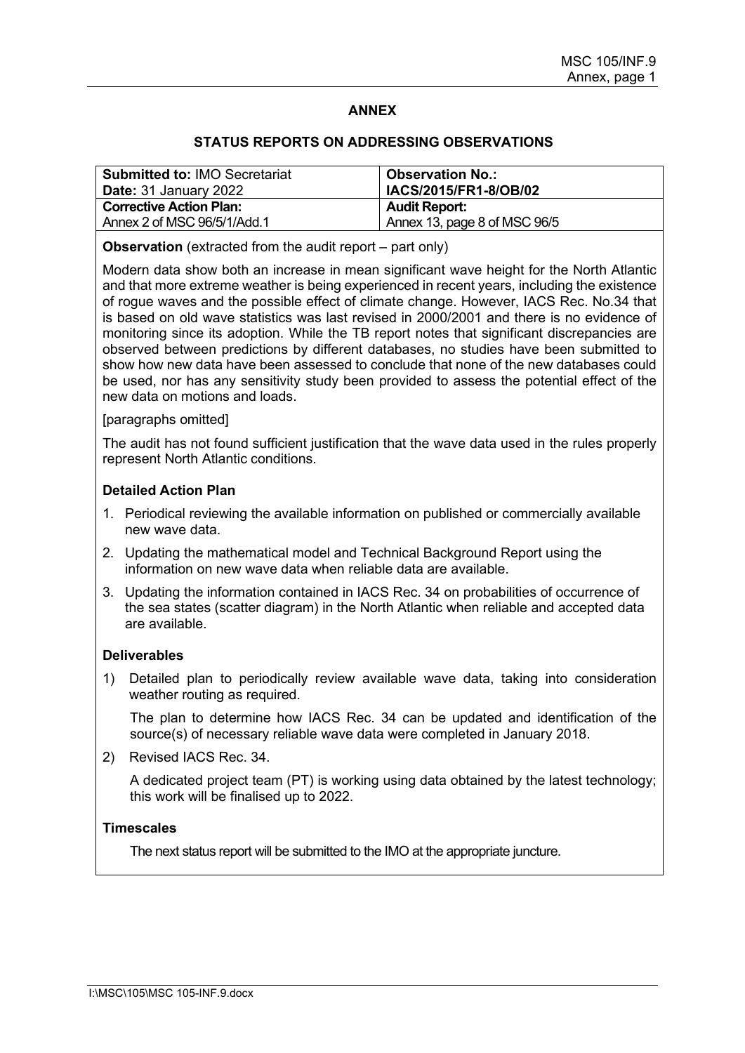## ANNEX

### STATUS REPORTS ON ADDRESSING OBSERVATIONS

| **Submitted to:** IMO Secretariat<br>**Date:** 31 January 2022 | **Observation No.:**<br>**IACS/2015/FR1-8/OB/02** |
|---|---|
| **Corrective Action Plan:**<br>Annex 2 of MSC 96/5/1/Add.1 | **Audit Report:**<br>Annex 13, page 8 of MSC 96/5 |

**Observation** (extracted from the audit report – part only)

Modern data show both an increase in mean significant wave height for the North Atlantic and that more extreme weather is being experienced in recent years, including the existence of rogue waves and the possible effect of climate change. However, IACS Rec. No.34 that is based on old wave statistics was last revised in 2000/2001 and there is no evidence of monitoring since its adoption. While the TB report notes that significant discrepancies are observed between predictions by different databases, no studies have been submitted to show how new data have been assessed to conclude that none of the new databases could be used, nor has any sensitivity study been provided to assess the potential effect of the new data on motions and loads.

[paragraphs omitted]

The audit has not found sufficient justification that the wave data used in the rules properly represent North Atlantic conditions.

**Detailed Action Plan**

1. Periodical reviewing the available information on published or commercially available new wave data.
2. Updating the mathematical model and Technical Background Report using the information on new wave data when reliable data are available.
3. Updating the information contained in IACS Rec. 34 on probabilities of occurrence of the sea states (scatter diagram) in the North Atlantic when reliable and accepted data are available.

**Deliverables**

1) Detailed plan to periodically review available wave data, taking into consideration weather routing as required.

   The plan to determine how IACS Rec. 34 can be updated and identification of the source(s) of necessary reliable wave data were completed in January 2018.

2) Revised IACS Rec. 34.

   A dedicated project team (PT) is working using data obtained by the latest technology; this work will be finalised up to 2022.

**Timescales**

The next status report will be submitted to the IMO at the appropriate juncture.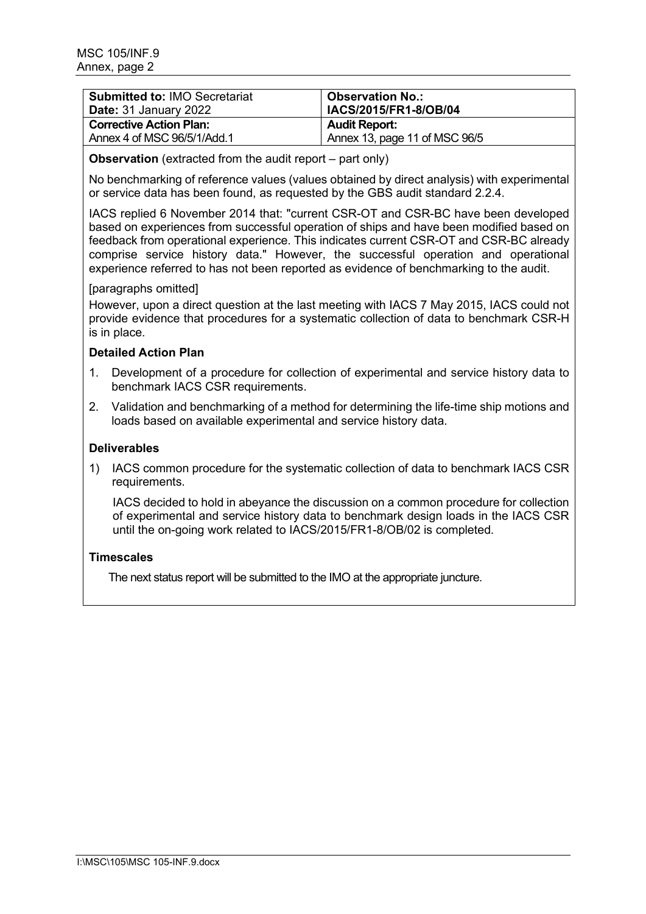| **Submitted to:** IMO Secretariat<br>**Date:** 31 January 2022 | **Observation No.:**<br>**IACS/2015/FR1-8/OB/04** |
| --- | --- |
| **Corrective Action Plan:**<br>Annex 4 of MSC 96/5/1/Add.1 | **Audit Report:**<br>Annex 13, page 11 of MSC 96/5 |

**Observation** (extracted from the audit report – part only)

No benchmarking of reference values (values obtained by direct analysis) with experimental or service data has been found, as requested by the GBS audit standard 2.2.4.

IACS replied 6 November 2014 that: "current CSR-OT and CSR-BC have been developed based on experiences from successful operation of ships and have been modified based on feedback from operational experience. This indicates current CSR-OT and CSR-BC already comprise service history data." However, the successful operation and operational experience referred to has not been reported as evidence of benchmarking to the audit.

[paragraphs omitted]

However, upon a direct question at the last meeting with IACS 7 May 2015, IACS could not provide evidence that procedures for a systematic collection of data to benchmark CSR-H is in place.

**Detailed Action Plan**

1. Development of a procedure for collection of experimental and service history data to benchmark IACS CSR requirements.
2. Validation and benchmarking of a method for determining the life-time ship motions and loads based on available experimental and service history data.

**Deliverables**

1) IACS common procedure for the systematic collection of data to benchmark IACS CSR requirements.

   IACS decided to hold in abeyance the discussion on a common procedure for collection of experimental and service history data to benchmark design loads in the IACS CSR until the on-going work related to IACS/2015/FR1-8/OB/02 is completed.

**Timescales**

The next status report will be submitted to the IMO at the appropriate juncture.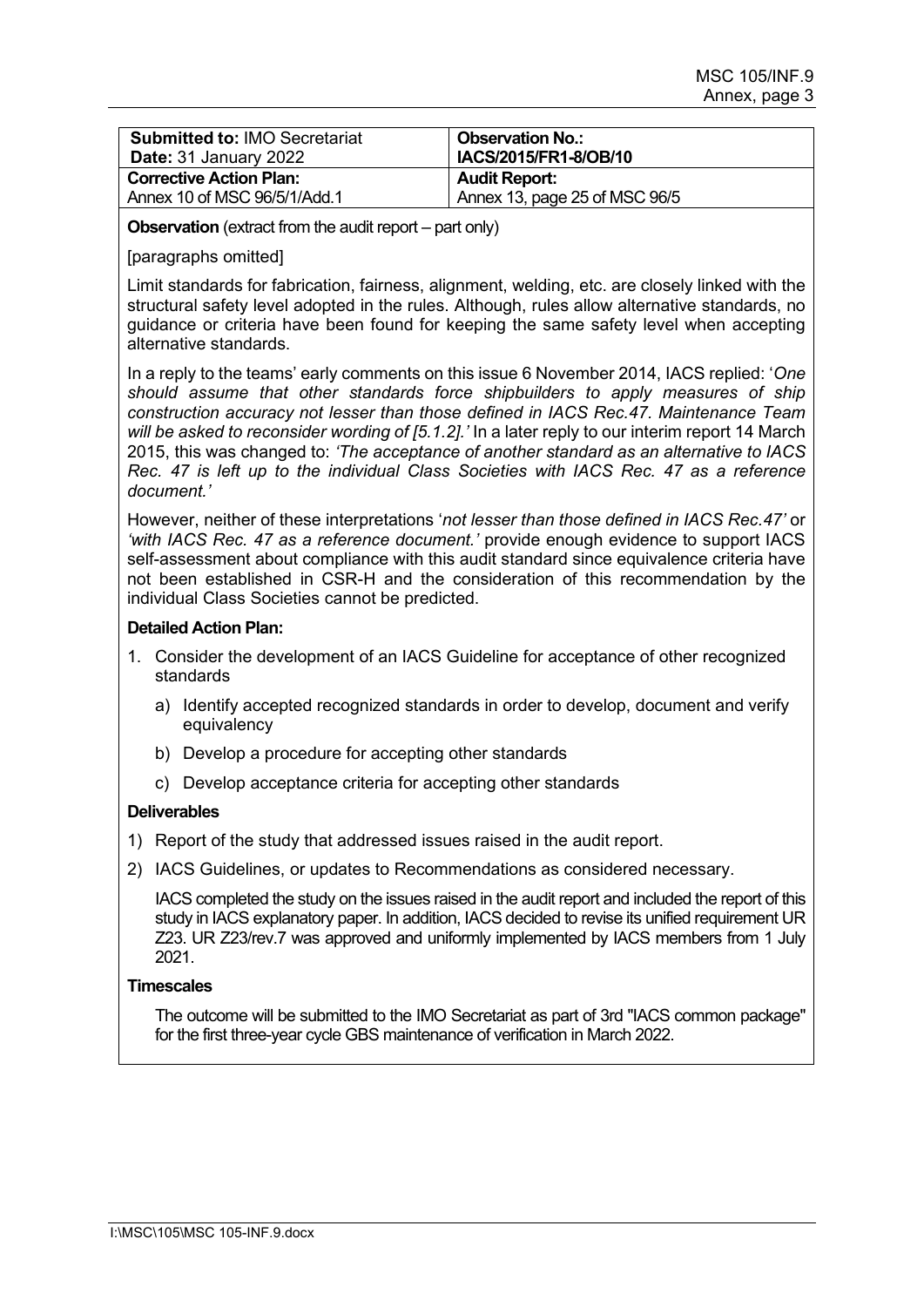| **Submitted to:** IMO Secretariat<br>**Date:** 31 January 2022 | **Observation No.:**<br>**IACS/2015/FR1-8/OB/10** |
| --- | --- |
| **Corrective Action Plan:**<br>Annex 10 of MSC 96/5/1/Add.1 | **Audit Report:**<br>Annex 13, page 25 of MSC 96/5 |

**Observation** (extract from the audit report – part only)

[paragraphs omitted]

Limit standards for fabrication, fairness, alignment, welding, etc. are closely linked with the structural safety level adopted in the rules. Although, rules allow alternative standards, no guidance or criteria have been found for keeping the same safety level when accepting alternative standards.

In a reply to the teams' early comments on this issue 6 November 2014, IACS replied: '*One should assume that other standards force shipbuilders to apply measures of ship construction accuracy not lesser than those defined in IACS Rec.47. Maintenance Team will be asked to reconsider wording of [5.1.2].*' In a later reply to our interim report 14 March 2015, this was changed to: *'The acceptance of another standard as an alternative to IACS Rec. 47 is left up to the individual Class Societies with IACS Rec. 47 as a reference document.'*

However, neither of these interpretations '*not lesser than those defined in IACS Rec.47'* or *'with IACS Rec. 47 as a reference document.'* provide enough evidence to support IACS self-assessment about compliance with this audit standard since equivalence criteria have not been established in CSR-H and the consideration of this recommendation by the individual Class Societies cannot be predicted.

**Detailed Action Plan:**

1. Consider the development of an IACS Guideline for acceptance of other recognized standards
   a) Identify accepted recognized standards in order to develop, document and verify equivalency
   b) Develop a procedure for accepting other standards
   c) Develop acceptance criteria for accepting other standards

**Deliverables**

1) Report of the study that addressed issues raised in the audit report.
2) IACS Guidelines, or updates to Recommendations as considered necessary.

IACS completed the study on the issues raised in the audit report and included the report of this study in IACS explanatory paper. In addition, IACS decided to revise its unified requirement UR Z23. UR Z23/rev.7 was approved and uniformly implemented by IACS members from 1 July 2021.

**Timescales**

The outcome will be submitted to the IMO Secretariat as part of 3rd "IACS common package" for the first three-year cycle GBS maintenance of verification in March 2022.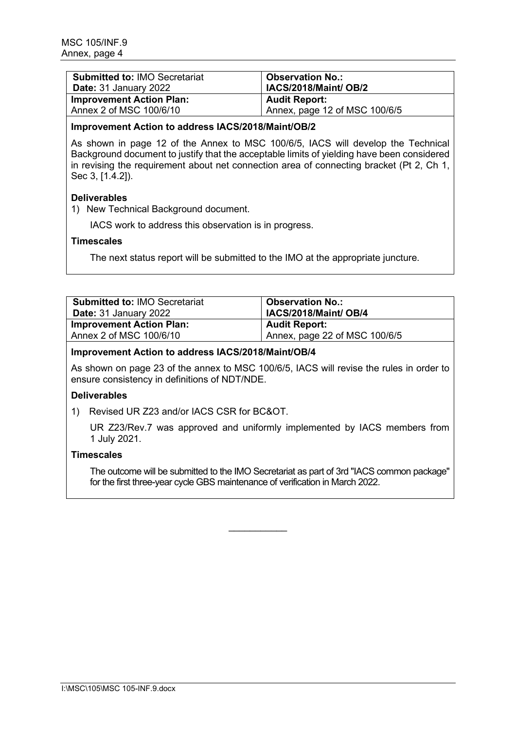| **Submitted to:** IMO Secretariat<br>**Date:** 31 January 2022 | **Observation No.:**<br>**IACS/2018/Maint/ OB/2** |
|---|---|
| **Improvement Action Plan:**<br>Annex 2 of MSC 100/6/10 | **Audit Report:**<br>Annex, page 12 of MSC 100/6/5 |

**Improvement Action to address IACS/2018/Maint/OB/2**

As shown in page 12 of the Annex to MSC 100/6/5, IACS will develop the Technical Background document to justify that the acceptable limits of yielding have been considered in revising the requirement about net connection area of connecting bracket (Pt 2, Ch 1, Sec 3, [1.4.2]).

**Deliverables**

1) New Technical Background document.

   IACS work to address this observation is in progress.

**Timescales**

The next status report will be submitted to the IMO at the appropriate juncture.

| **Submitted to:** IMO Secretariat<br>**Date:** 31 January 2022 | **Observation No.:**<br>**IACS/2018/Maint/ OB/4** |
|---|---|
| **Improvement Action Plan:**<br>Annex 2 of MSC 100/6/10 | **Audit Report:**<br>Annex, page 22 of MSC 100/6/5 |

**Improvement Action to address IACS/2018/Maint/OB/4**

As shown on page 23 of the annex to MSC 100/6/5, IACS will revise the rules in order to ensure consistency in definitions of NDT/NDE.

**Deliverables**

1) Revised UR Z23 and/or IACS CSR for BC&OT.

   UR Z23/Rev.7 was approved and uniformly implemented by IACS members from 1 July 2021.

**Timescales**

The outcome will be submitted to the IMO Secretariat as part of 3rd "IACS common package" for the first three-year cycle GBS maintenance of verification in March 2022.

___________